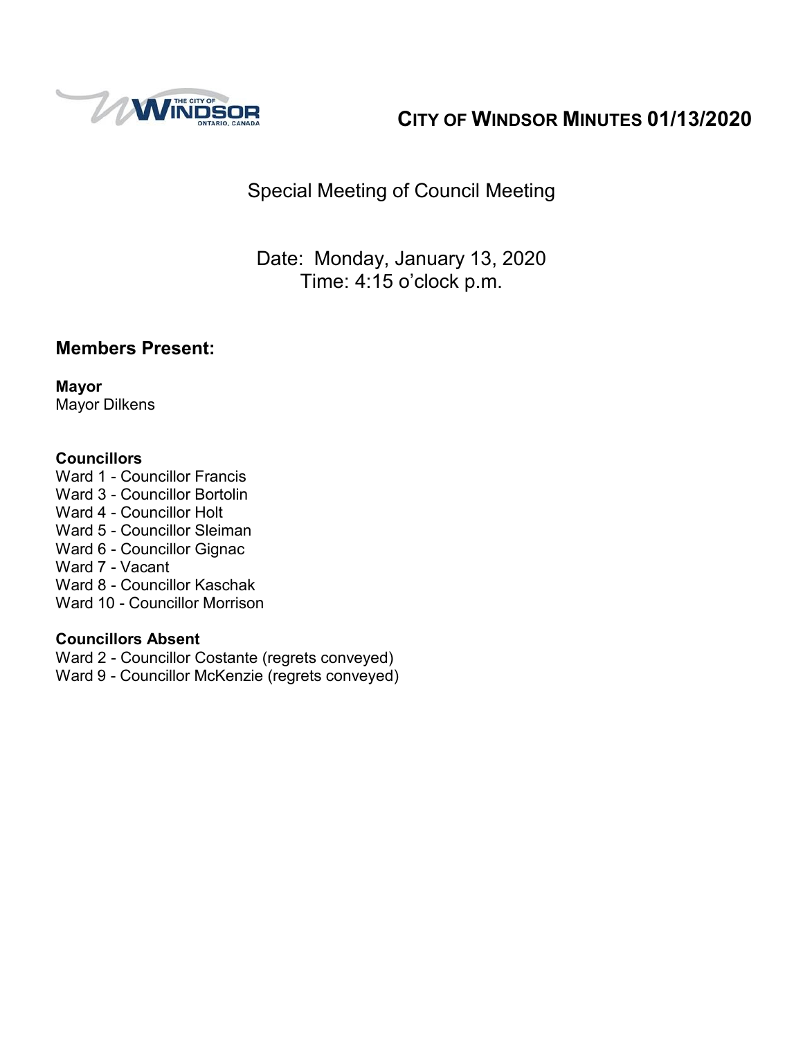# CITY OF WINDSOR MINUTES 01/13/2020

Special Meeting of Council Meeting

Date: Monday, January 13, 2020
Time: 4:15 o'clock p.m.

## Members Present:

**Mayor**
Mayor Dilkens

**Councillors**
Ward 1 - Councillor Francis
Ward 3 - Councillor Bortolin
Ward 4 - Councillor Holt
Ward 5 - Councillor Sleiman
Ward 6 - Councillor Gignac
Ward 7 - Vacant
Ward 8 - Councillor Kaschak
Ward 10 - Councillor Morrison

**Councillors Absent**
Ward 2 - Councillor Costante (regrets conveyed)
Ward 9 - Councillor McKenzie (regrets conveyed)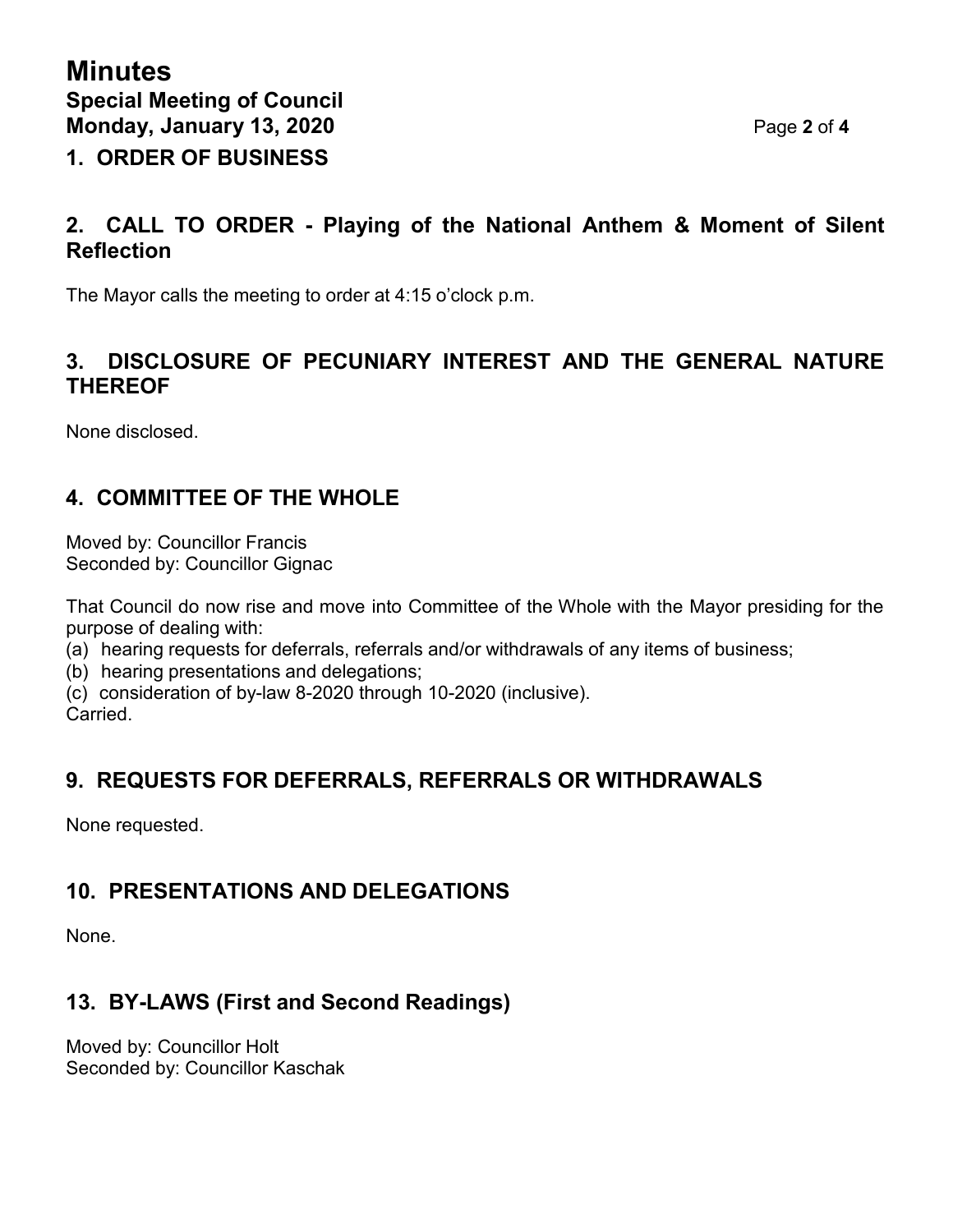# Minutes

## Special Meeting of Council
## Monday, January 13, 2020

## 1. ORDER OF BUSINESS

## 2. CALL TO ORDER - Playing of the National Anthem & Moment of Silent Reflection

The Mayor calls the meeting to order at 4:15 o'clock p.m.

## 3. DISCLOSURE OF PECUNIARY INTEREST AND THE GENERAL NATURE THEREOF

None disclosed.

## 4. COMMITTEE OF THE WHOLE

Moved by: Councillor Francis
Seconded by: Councillor Gignac

That Council do now rise and move into Committee of the Whole with the Mayor presiding for the purpose of dealing with:

(a) hearing requests for deferrals, referrals and/or withdrawals of any items of business;
(b) hearing presentations and delegations;
(c) consideration of by-law 8-2020 through 10-2020 (inclusive).

Carried.

## 9. REQUESTS FOR DEFERRALS, REFERRALS OR WITHDRAWALS

None requested.

## 10. PRESENTATIONS AND DELEGATIONS

None.

## 13. BY-LAWS (First and Second Readings)

Moved by: Councillor Holt
Seconded by: Councillor Kaschak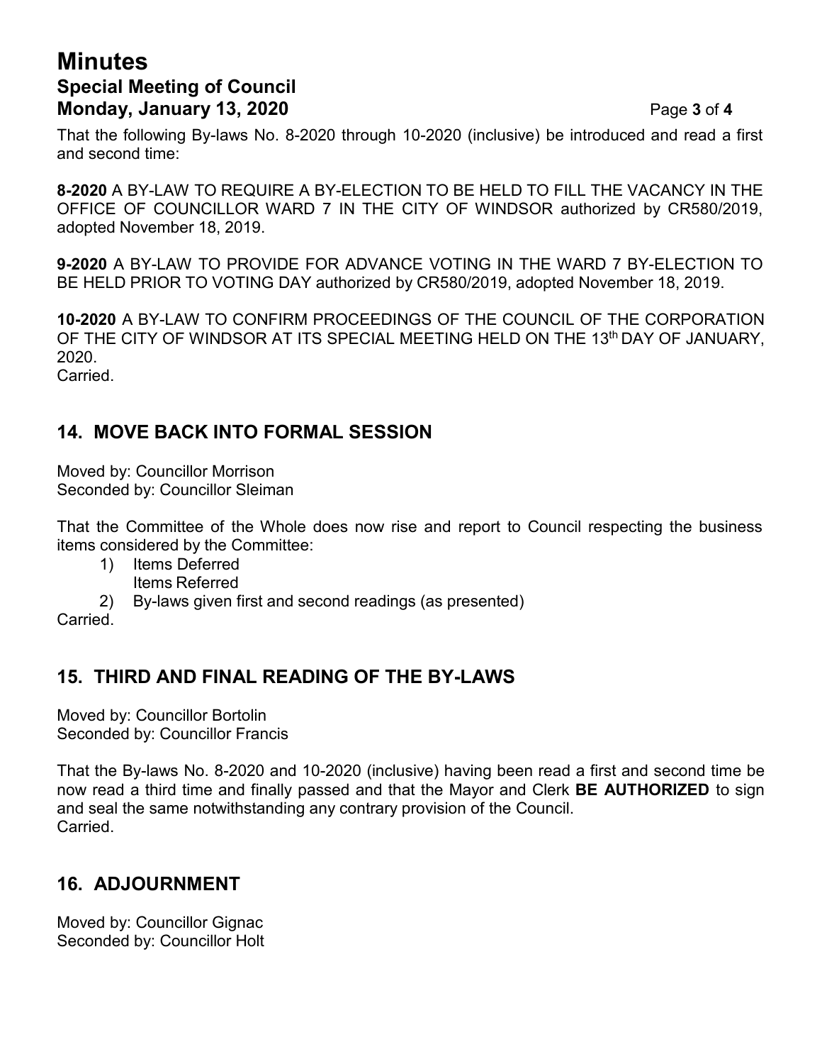That the following By-laws No. 8-2020 through 10-2020 (inclusive) be introduced and read a first and second time:

**8-2020** A BY-LAW TO REQUIRE A BY-ELECTION TO BE HELD TO FILL THE VACANCY IN THE OFFICE OF COUNCILLOR WARD 7 IN THE CITY OF WINDSOR authorized by CR580/2019, adopted November 18, 2019.

**9-2020** A BY-LAW TO PROVIDE FOR ADVANCE VOTING IN THE WARD 7 BY-ELECTION TO BE HELD PRIOR TO VOTING DAY authorized by CR580/2019, adopted November 18, 2019.

**10-2020** A BY-LAW TO CONFIRM PROCEEDINGS OF THE COUNCIL OF THE CORPORATION OF THE CITY OF WINDSOR AT ITS SPECIAL MEETING HELD ON THE 13th DAY OF JANUARY, 2020.
Carried.

## 14. MOVE BACK INTO FORMAL SESSION

Moved by: Councillor Morrison
Seconded by: Councillor Sleiman

That the Committee of the Whole does now rise and report to Council respecting the business items considered by the Committee:

1) Items Deferred
   Items Referred
2) By-laws given first and second readings (as presented)

Carried.

## 15. THIRD AND FINAL READING OF THE BY-LAWS

Moved by: Councillor Bortolin
Seconded by: Councillor Francis

That the By-laws No. 8-2020 and 10-2020 (inclusive) having been read a first and second time be now read a third time and finally passed and that the Mayor and Clerk **BE AUTHORIZED** to sign and seal the same notwithstanding any contrary provision of the Council.
Carried.

## 16. ADJOURNMENT

Moved by: Councillor Gignac
Seconded by: Councillor Holt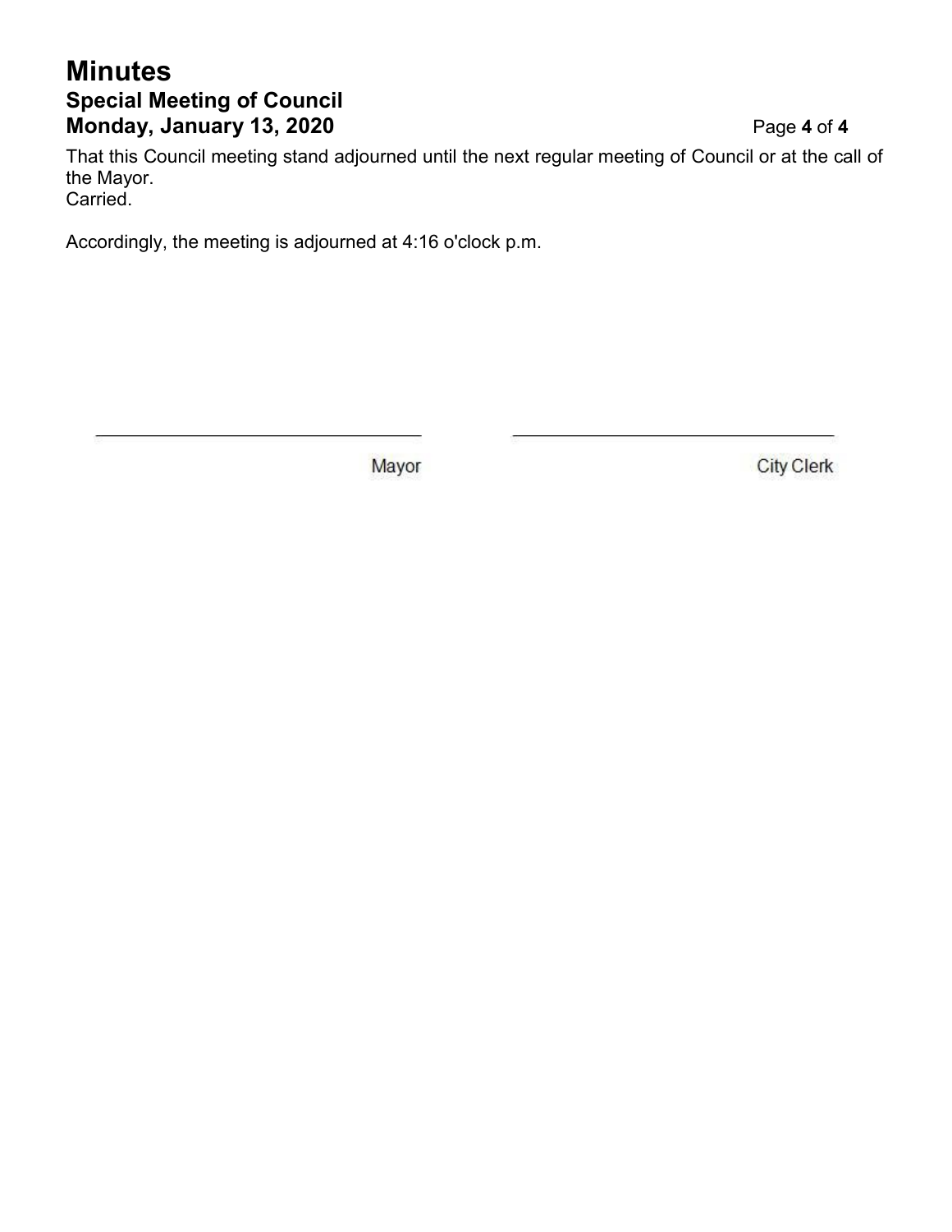That this Council meeting stand adjourned until the next regular meeting of Council or at the call of the Mayor.
Carried.

Accordingly, the meeting is adjourned at 4:16 o'clock p.m.

Mayor

City Clerk